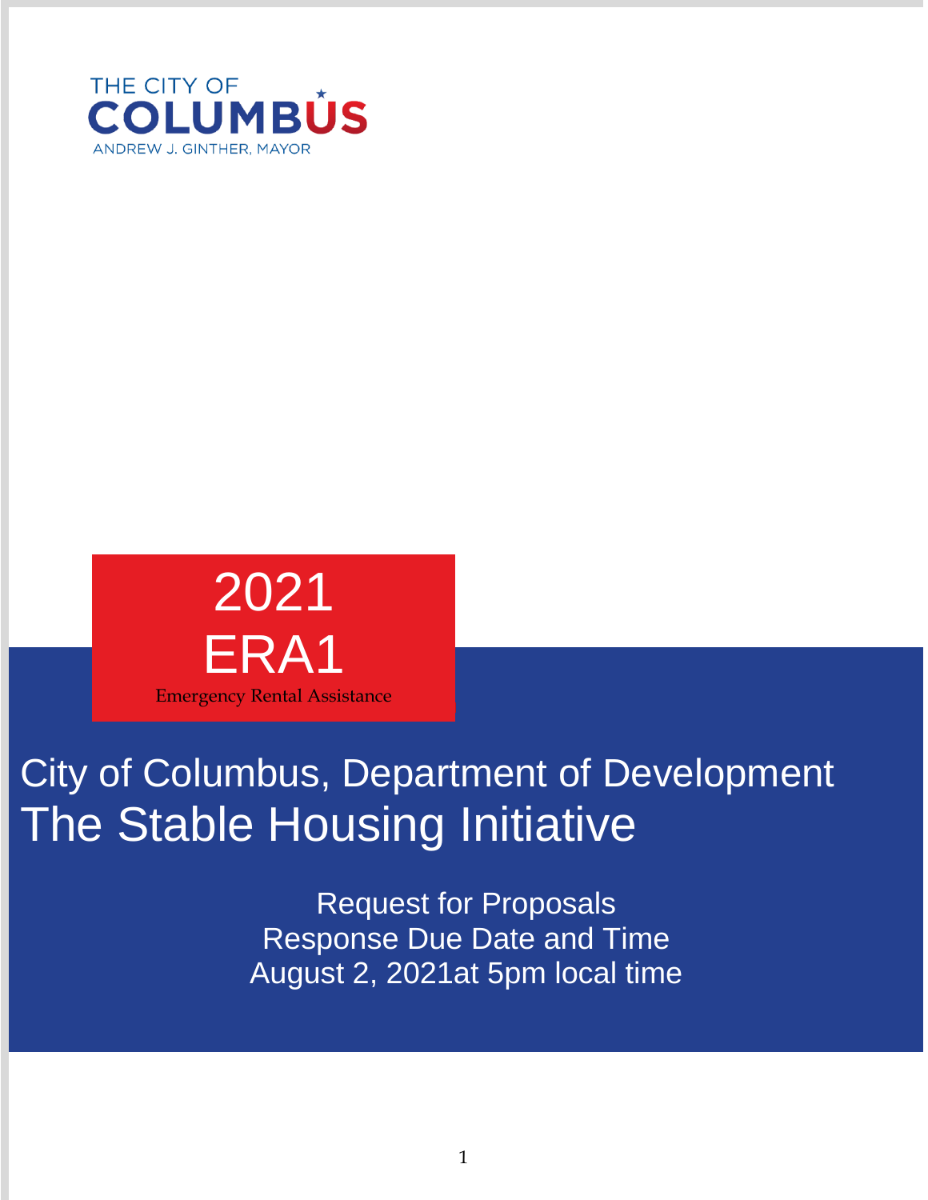THE CITY OF
**COLUMBUS**
ANDREW J. GINTHER, MAYOR

# 2021
# ERA1
Emergency Rental Assistance

## City of Columbus, Department of Development
# The Stable Housing Initiative

Request for Proposals
Response Due Date and Time
August 2, 2021at 5pm local time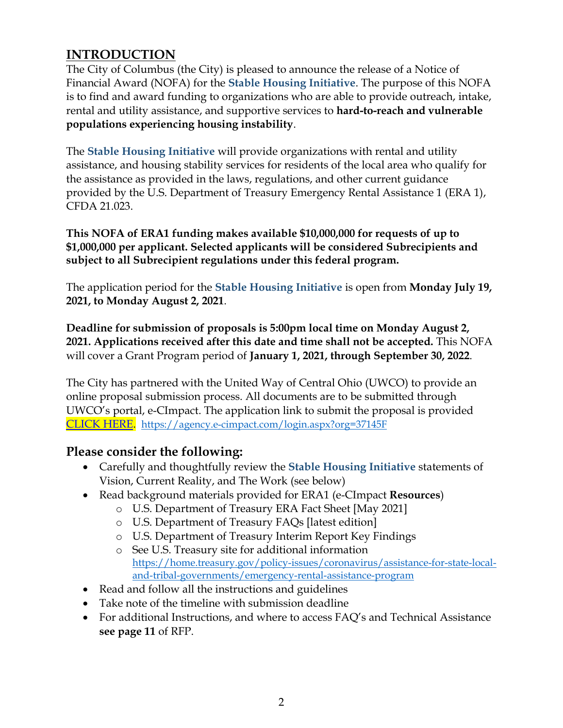## INTRODUCTION

The City of Columbus (the City) is pleased to announce the release of a Notice of Financial Award (NOFA) for the **Stable Housing Initiative**. The purpose of this NOFA is to find and award funding to organizations who are able to provide outreach, intake, rental and utility assistance, and supportive services to **hard-to-reach and vulnerable populations experiencing housing instability**.

The **Stable Housing Initiative** will provide organizations with rental and utility assistance, and housing stability services for residents of the local area who qualify for the assistance as provided in the laws, regulations, and other current guidance provided by the U.S. Department of Treasury Emergency Rental Assistance 1 (ERA 1), CFDA 21.023.

**This NOFA of ERA1 funding makes available $10,000,000 for requests of up to $1,000,000 per applicant. Selected applicants will be considered Subrecipients and subject to all Subrecipient regulations under this federal program.**

The application period for the **Stable Housing Initiative** is open from **Monday July 19, 2021, to Monday August 2, 2021**.

**Deadline for submission of proposals is 5:00pm local time on Monday August 2, 2021. Applications received after this date and time shall not be accepted.** This NOFA will cover a Grant Program period of **January 1, 2021, through September 30, 2022**.

The City has partnered with the United Way of Central Ohio (UWCO) to provide an online proposal submission process. All documents are to be submitted through UWCO's portal, e-CImpact. The application link to submit the proposal is provided [CLICK HERE](https://agency.e-cimpact.com/login.aspx?org=37145F). https://agency.e-cimpact.com/login.aspx?org=37145F

### Please consider the following:

- Carefully and thoughtfully review the **Stable Housing Initiative** statements of Vision, Current Reality, and The Work (see below)
- Read background materials provided for ERA1 (e-CImpact **Resources**)
  - U.S. Department of Treasury ERA Fact Sheet [May 2021]
  - U.S. Department of Treasury FAQs [latest edition]
  - U.S. Department of Treasury Interim Report Key Findings
  - See U.S. Treasury site for additional information https://home.treasury.gov/policy-issues/coronavirus/assistance-for-state-local-and-tribal-governments/emergency-rental-assistance-program
- Read and follow all the instructions and guidelines
- Take note of the timeline with submission deadline
- For additional Instructions, and where to access FAQ's and Technical Assistance **see page 11** of RFP.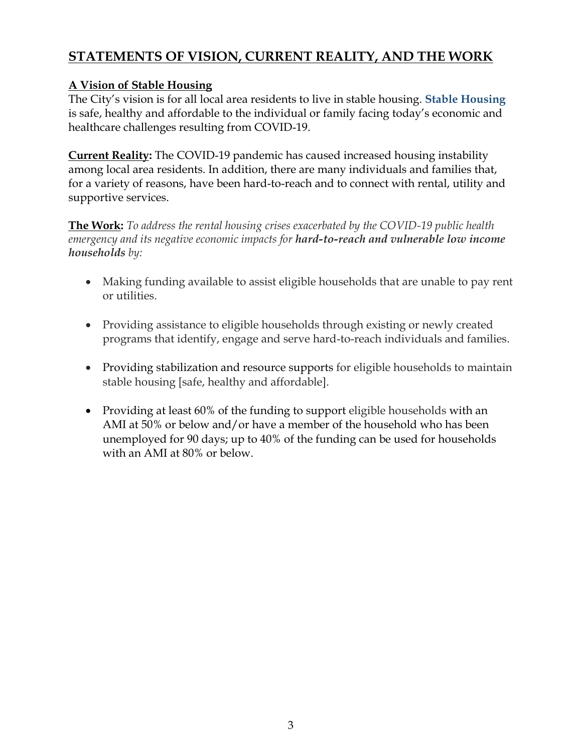## STATEMENTS OF VISION, CURRENT REALITY, AND THE WORK

**A Vision of Stable Housing**

The City's vision is for all local area residents to live in stable housing. **Stable Housing** is safe, healthy and affordable to the individual or family facing today's economic and healthcare challenges resulting from COVID-19.

**Current Reality:** The COVID-19 pandemic has caused increased housing instability among local area residents. In addition, there are many individuals and families that, for a variety of reasons, have been hard-to-reach and to connect with rental, utility and supportive services.

**The Work:** *To address the rental housing crises exacerbated by the COVID-19 public health emergency and its negative economic impacts for **hard-to-reach and vulnerable low income households** by:*

- Making funding available to assist eligible households that are unable to pay rent or utilities.
- Providing assistance to eligible households through existing or newly created programs that identify, engage and serve hard-to-reach individuals and families.
- Providing stabilization and resource supports for eligible households to maintain stable housing [safe, healthy and affordable].
- Providing at least 60% of the funding to support eligible households with an AMI at 50% or below and/or have a member of the household who has been unemployed for 90 days; up to 40% of the funding can be used for households with an AMI at 80% or below.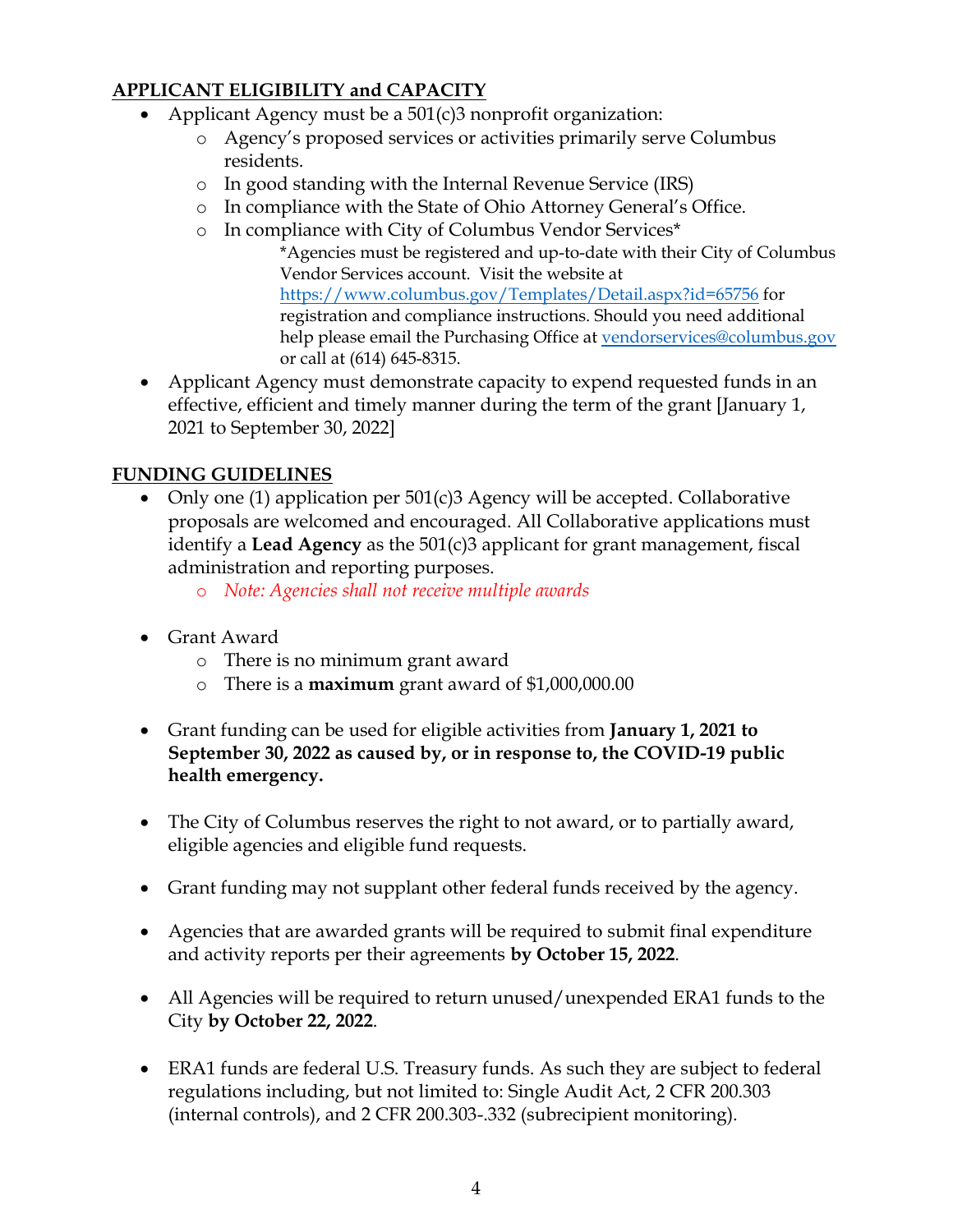## APPLICANT ELIGIBILITY and CAPACITY

- Applicant Agency must be a 501(c)3 nonprofit organization:
  - Agency's proposed services or activities primarily serve Columbus residents.
  - In good standing with the Internal Revenue Service (IRS)
  - In compliance with the State of Ohio Attorney General's Office.
  - In compliance with City of Columbus Vendor Services*

    *Agencies must be registered and up-to-date with their City of Columbus Vendor Services account. Visit the website at [https://www.columbus.gov/Templates/Detail.aspx?id=65756](https://www.columbus.gov/Templates/Detail.aspx?id=65756) for registration and compliance instructions. Should you need additional help please email the Purchasing Office at [vendorservices@columbus.gov](mailto:vendorservices@columbus.gov) or call at (614) 645-8315.
- Applicant Agency must demonstrate capacity to expend requested funds in an effective, efficient and timely manner during the term of the grant [January 1, 2021 to September 30, 2022]

## FUNDING GUIDELINES

- Only one (1) application per 501(c)3 Agency will be accepted. Collaborative proposals are welcomed and encouraged. All Collaborative applications must identify a **Lead Agency** as the 501(c)3 applicant for grant management, fiscal administration and reporting purposes.
  - *Note: Agencies shall not receive multiple awards*
- Grant Award
  - There is no minimum grant award
  - There is a **maximum** grant award of $1,000,000.00
- Grant funding can be used for eligible activities from **January 1, 2021 to September 30, 2022 as caused by, or in response to, the COVID-19 public health emergency.**
- The City of Columbus reserves the right to not award, or to partially award, eligible agencies and eligible fund requests.
- Grant funding may not supplant other federal funds received by the agency.
- Agencies that are awarded grants will be required to submit final expenditure and activity reports per their agreements **by October 15, 2022**.
- All Agencies will be required to return unused/unexpended ERA1 funds to the City **by October 22, 2022**.
- ERA1 funds are federal U.S. Treasury funds. As such they are subject to federal regulations including, but not limited to: Single Audit Act, 2 CFR 200.303 (internal controls), and 2 CFR 200.303-.332 (subrecipient monitoring).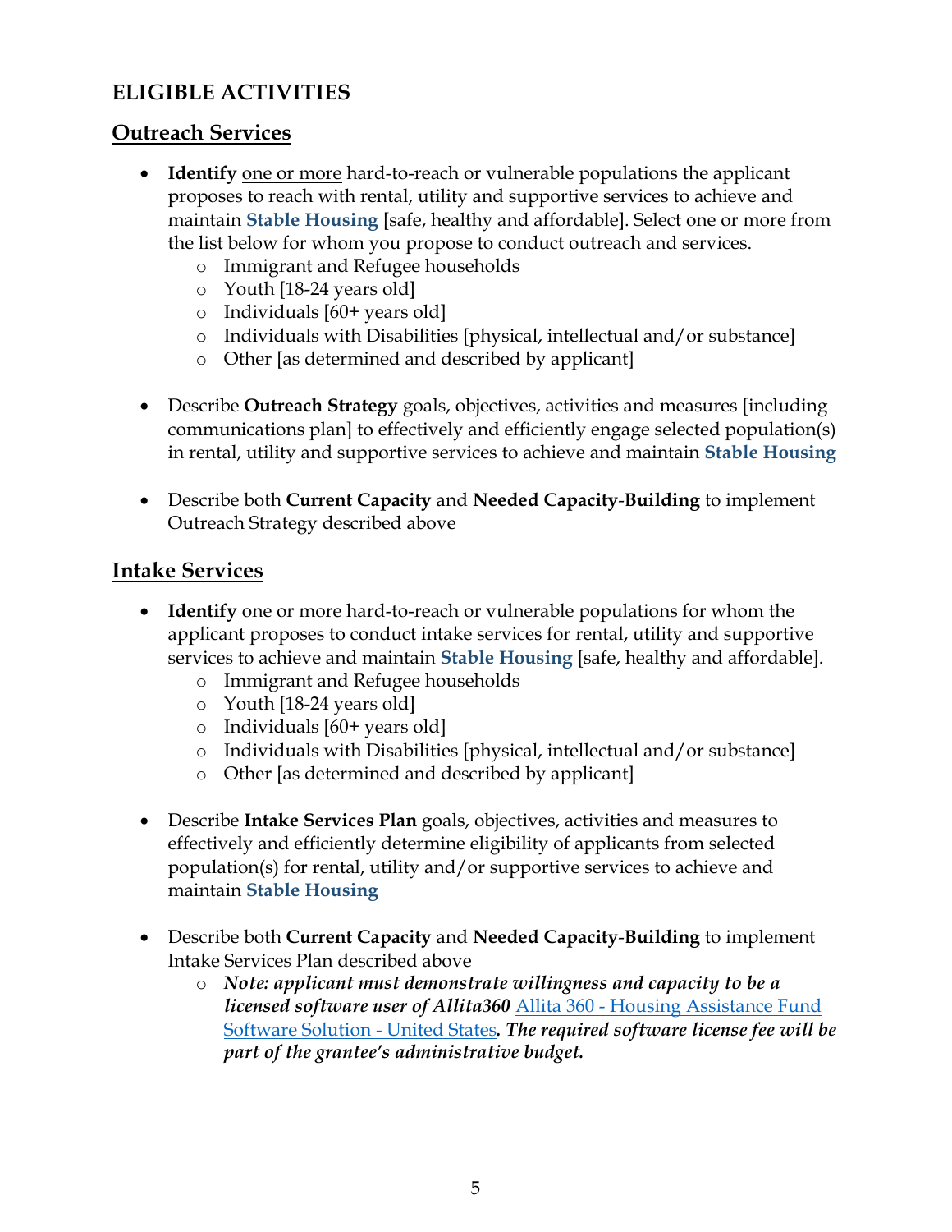## ELIGIBLE ACTIVITIES

### Outreach Services

- **Identify** one or more hard-to-reach or vulnerable populations the applicant proposes to reach with rental, utility and supportive services to achieve and maintain **Stable Housing** [safe, healthy and affordable]. Select one or more from the list below for whom you propose to conduct outreach and services.
    - Immigrant and Refugee households
    - Youth [18-24 years old]
    - Individuals [60+ years old]
    - Individuals with Disabilities [physical, intellectual and/or substance]
    - Other [as determined and described by applicant]

- Describe **Outreach Strategy** goals, objectives, activities and measures [including communications plan] to effectively and efficiently engage selected population(s) in rental, utility and supportive services to achieve and maintain **Stable Housing**

- Describe both **Current Capacity** and **Needed Capacity-Building** to implement Outreach Strategy described above

### Intake Services

- **Identify** one or more hard-to-reach or vulnerable populations for whom the applicant proposes to conduct intake services for rental, utility and supportive services to achieve and maintain **Stable Housing** [safe, healthy and affordable].
    - Immigrant and Refugee households
    - Youth [18-24 years old]
    - Individuals [60+ years old]
    - Individuals with Disabilities [physical, intellectual and/or substance]
    - Other [as determined and described by applicant]

- Describe **Intake Services Plan** goals, objectives, activities and measures to effectively and efficiently determine eligibility of applicants from selected population(s) for rental, utility and/or supportive services to achieve and maintain **Stable Housing**

- Describe both **Current Capacity** and **Needed Capacity-Building** to implement Intake Services Plan described above
    - ***Note: applicant must demonstrate willingness and capacity to be a licensed software user of Allita360*** [Allita 360 - Housing Assistance Fund Software Solution - United States](). ***The required software license fee will be part of the grantee's administrative budget.***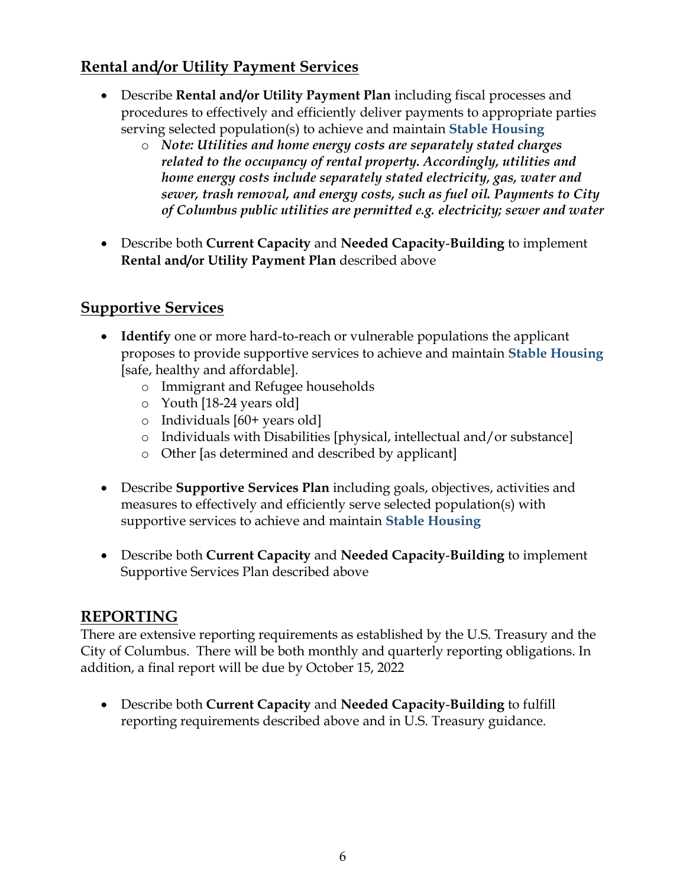## Rental and/or Utility Payment Services

- Describe **Rental and/or Utility Payment Plan** including fiscal processes and procedures to effectively and efficiently deliver payments to appropriate parties serving selected population(s) to achieve and maintain **Stable Housing**
    - ***Note: Utilities and home energy costs are separately stated charges related to the occupancy of rental property. Accordingly, utilities and home energy costs include separately stated electricity, gas, water and sewer, trash removal, and energy costs, such as fuel oil. Payments to City of Columbus public utilities are permitted e.g. electricity; sewer and water***

- Describe both **Current Capacity** and **Needed Capacity-Building** to implement **Rental and/or Utility Payment Plan** described above

## Supportive Services

- **Identify** one or more hard-to-reach or vulnerable populations the applicant proposes to provide supportive services to achieve and maintain **Stable Housing** [safe, healthy and affordable].
    - Immigrant and Refugee households
    - Youth [18-24 years old]
    - Individuals [60+ years old]
    - Individuals with Disabilities [physical, intellectual and/or substance]
    - Other [as determined and described by applicant]

- Describe **Supportive Services Plan** including goals, objectives, activities and measures to effectively and efficiently serve selected population(s) with supportive services to achieve and maintain **Stable Housing**

- Describe both **Current Capacity** and **Needed Capacity-Building** to implement Supportive Services Plan described above

## REPORTING

There are extensive reporting requirements as established by the U.S. Treasury and the City of Columbus. There will be both monthly and quarterly reporting obligations. In addition, a final report will be due by October 15, 2022

- Describe both **Current Capacity** and **Needed Capacity-Building** to fulfill reporting requirements described above and in U.S. Treasury guidance.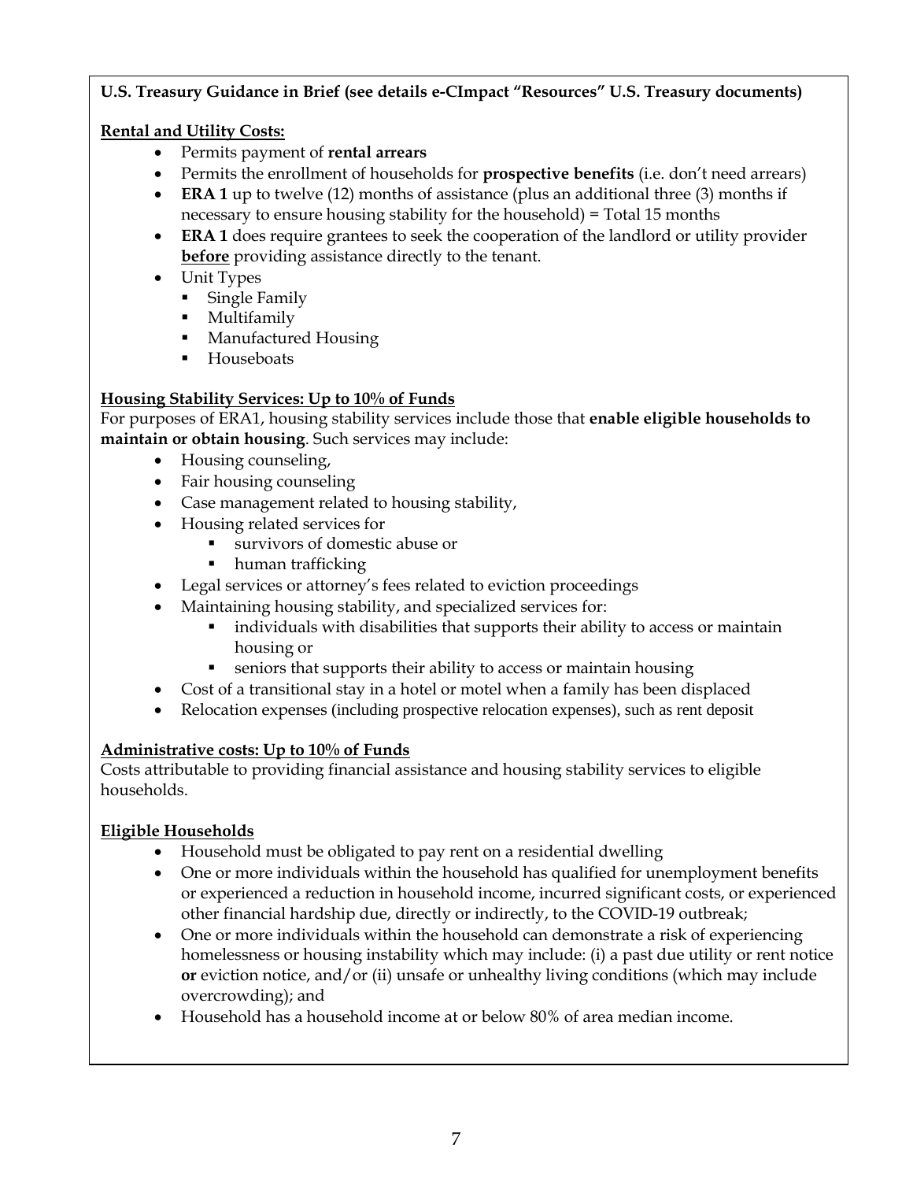**U.S. Treasury Guidance in Brief (see details e-CImpact "Resources" U.S. Treasury documents)**

**Rental and Utility Costs:**

- Permits payment of **rental arrears**
- Permits the enrollment of households for **prospective benefits** (i.e. don't need arrears)
- **ERA 1** up to twelve (12) months of assistance (plus an additional three (3) months if necessary to ensure housing stability for the household) = Total 15 months
- **ERA 1** does require grantees to seek the cooperation of the landlord or utility provider **before** providing assistance directly to the tenant.
- Unit Types
  - Single Family
  - Multifamily
  - Manufactured Housing
  - Houseboats

**Housing Stability Services: Up to 10% of Funds**

For purposes of ERA1, housing stability services include those that **enable eligible households to maintain or obtain housing**. Such services may include:

- Housing counseling,
- Fair housing counseling
- Case management related to housing stability,
- Housing related services for
  - survivors of domestic abuse or
  - human trafficking
- Legal services or attorney's fees related to eviction proceedings
- Maintaining housing stability, and specialized services for:
  - individuals with disabilities that supports their ability to access or maintain housing or
  - seniors that supports their ability to access or maintain housing
- Cost of a transitional stay in a hotel or motel when a family has been displaced
- Relocation expenses (including prospective relocation expenses), such as rent deposit

**Administrative costs: Up to 10% of Funds**

Costs attributable to providing financial assistance and housing stability services to eligible households.

**Eligible Households**

- Household must be obligated to pay rent on a residential dwelling
- One or more individuals within the household has qualified for unemployment benefits or experienced a reduction in household income, incurred significant costs, or experienced other financial hardship due, directly or indirectly, to the COVID-19 outbreak;
- One or more individuals within the household can demonstrate a risk of experiencing homelessness or housing instability which may include: (i) a past due utility or rent notice **or** eviction notice, and/or (ii) unsafe or unhealthy living conditions (which may include overcrowding); and
- Household has a household income at or below 80% of area median income.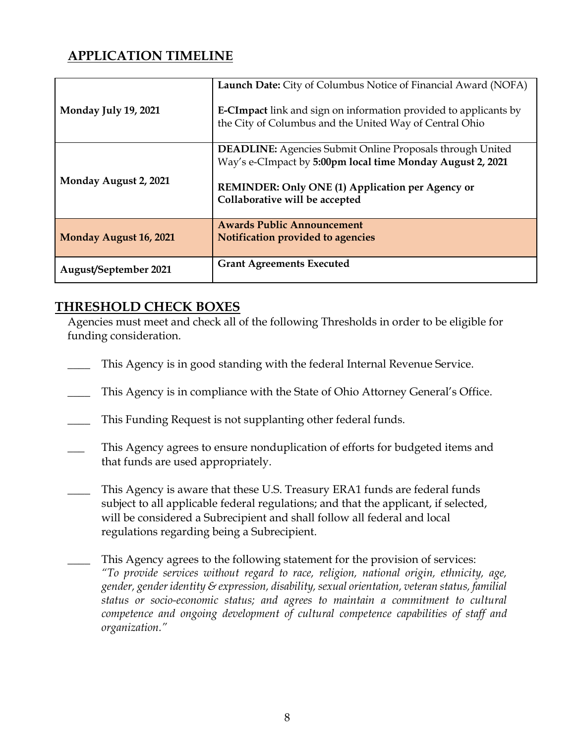## APPLICATION TIMELINE

| | |
|---|---|
| **Monday July 19, 2021** | **Launch Date:** City of Columbus Notice of Financial Award (NOFA)<br><br>**E-CImpact** link and sign on information provided to applicants by the City of Columbus and the United Way of Central Ohio |
| **Monday August 2, 2021** | **DEADLINE:** Agencies Submit Online Proposals through United Way's e-CImpact by **5:00pm local time Monday August 2, 2021**<br><br>**REMINDER: Only ONE (1) Application per Agency or Collaborative will be accepted** |
| **Monday August 16, 2021** | **Awards Public Announcement**<br>**Notification provided to agencies** |
| **August/September 2021** | **Grant Agreements Executed** |

## THRESHOLD CHECK BOXES

Agencies must meet and check all of the following Thresholds in order to be eligible for funding consideration.

____ This Agency is in good standing with the federal Internal Revenue Service.

____ This Agency is in compliance with the State of Ohio Attorney General's Office.

____ This Funding Request is not supplanting other federal funds.

___ This Agency agrees to ensure nonduplication of efforts for budgeted items and that funds are used appropriately.

____ This Agency is aware that these U.S. Treasury ERA1 funds are federal funds subject to all applicable federal regulations; and that the applicant, if selected, will be considered a Subrecipient and shall follow all federal and local regulations regarding being a Subrecipient.

____ This Agency agrees to the following statement for the provision of services: *"To provide services without regard to race, religion, national origin, ethnicity, age, gender, gender identity & expression, disability, sexual orientation, veteran status, familial status or socio-economic status; and agrees to maintain a commitment to cultural competence and ongoing development of cultural competence capabilities of staff and organization."*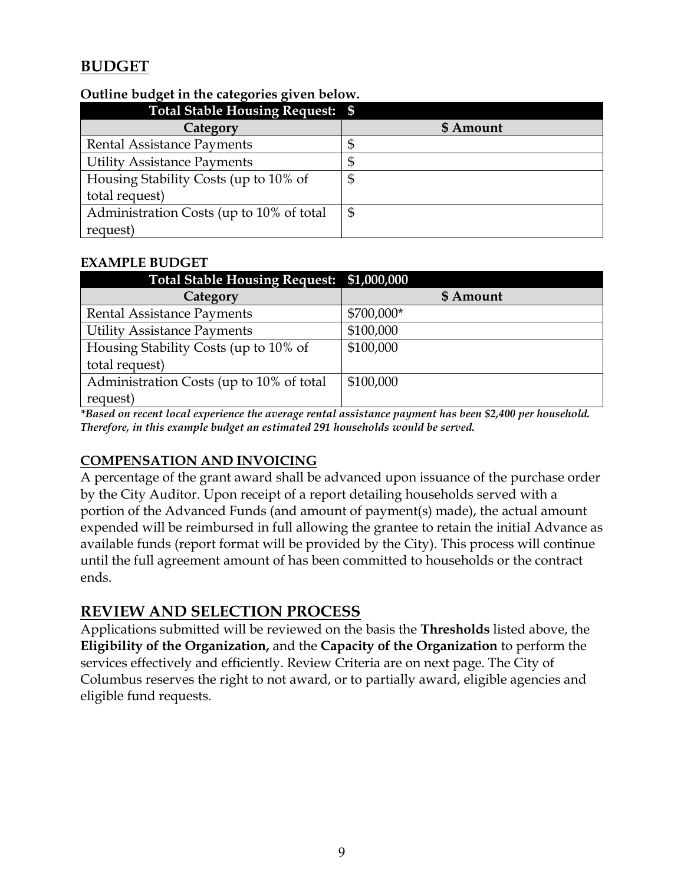## BUDGET

**Outline budget in the categories given below.**

| Total Stable Housing Request: | $ |
|---|---|
| **Category** | **$ Amount** |
| Rental Assistance Payments | $ |
| Utility Assistance Payments | $ |
| Housing Stability Costs (up to 10% of total request) | $ |
| Administration Costs (up to 10% of total request) | $ |

**EXAMPLE BUDGET**

| Total Stable Housing Request: | $1,000,000 |
|---|---|
| **Category** | **$ Amount** |
| Rental Assistance Payments | $700,000* |
| Utility Assistance Payments | $100,000 |
| Housing Stability Costs (up to 10% of total request) | $100,000 |
| Administration Costs (up to 10% of total request) | $100,000 |

***Based on recent local experience the average rental assistance payment has been $2,400 per household. Therefore, in this example budget an estimated 291 households would be served.***

### COMPENSATION AND INVOICING

A percentage of the grant award shall be advanced upon issuance of the purchase order by the City Auditor. Upon receipt of a report detailing households served with a portion of the Advanced Funds (and amount of payment(s) made), the actual amount expended will be reimbursed in full allowing the grantee to retain the initial Advance as available funds (report format will be provided by the City). This process will continue until the full agreement amount of has been committed to households or the contract ends.

## REVIEW AND SELECTION PROCESS

Applications submitted will be reviewed on the basis the **Thresholds** listed above, the **Eligibility of the Organization,** and the **Capacity of the Organization** to perform the services effectively and efficiently. Review Criteria are on next page. The City of Columbus reserves the right to not award, or to partially award, eligible agencies and eligible fund requests.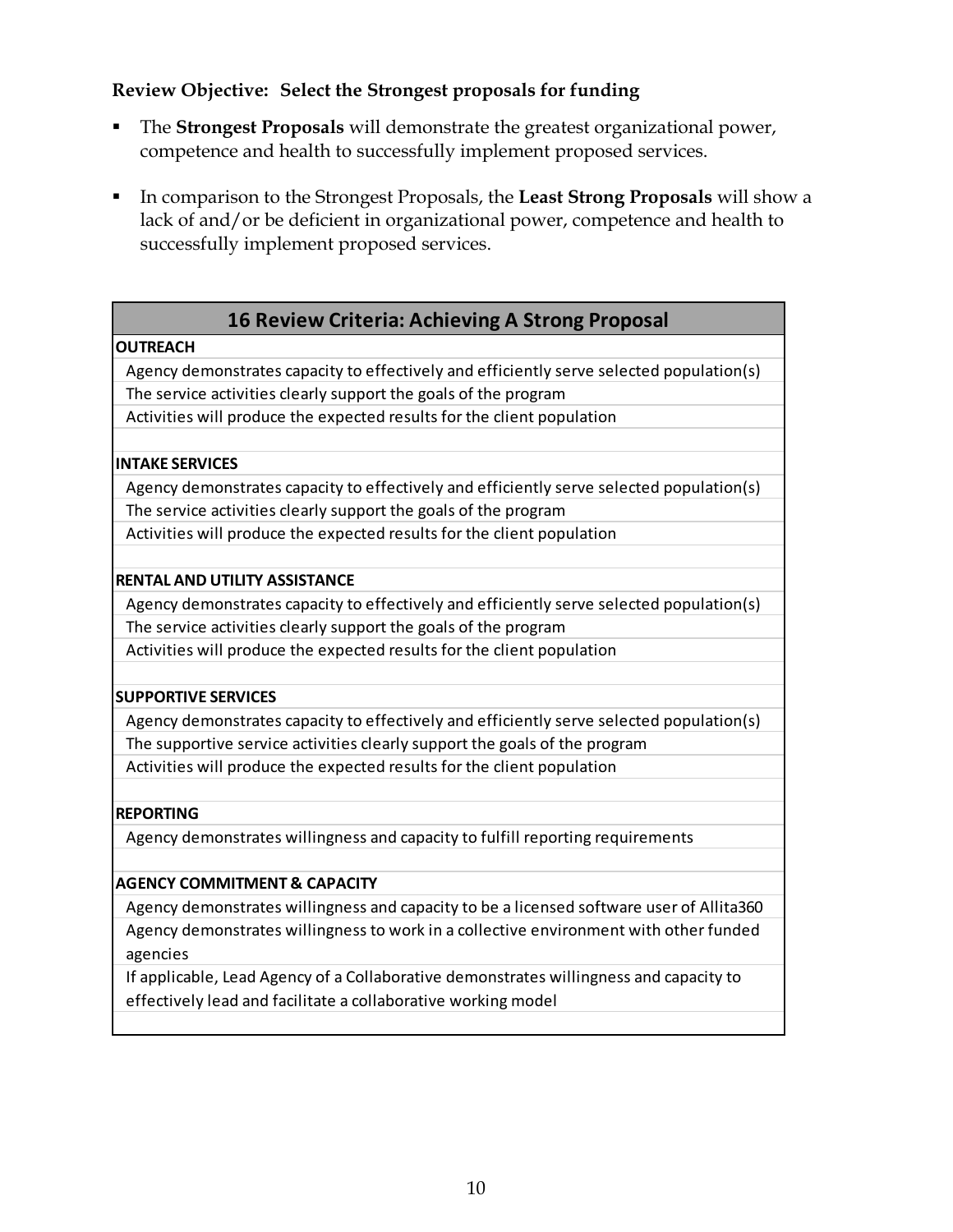**Review Objective: Select the Strongest proposals for funding**

- The **Strongest Proposals** will demonstrate the greatest organizational power, competence and health to successfully implement proposed services.
- In comparison to the Strongest Proposals, the **Least Strong Proposals** will show a lack of and/or be deficient in organizational power, competence and health to successfully implement proposed services.

| 16 Review Criteria: Achieving A Strong Proposal |
|---|
| **OUTREACH** |
| Agency demonstrates capacity to effectively and efficiently serve selected population(s) |
| The service activities clearly support the goals of the program |
| Activities will produce the expected results for the client population |
| |
| **INTAKE SERVICES** |
| Agency demonstrates capacity to effectively and efficiently serve selected population(s) |
| The service activities clearly support the goals of the program |
| Activities will produce the expected results for the client population |
| |
| **RENTAL AND UTILITY ASSISTANCE** |
| Agency demonstrates capacity to effectively and efficiently serve selected population(s) |
| The service activities clearly support the goals of the program |
| Activities will produce the expected results for the client population |
| |
| **SUPPORTIVE SERVICES** |
| Agency demonstrates capacity to effectively and efficiently serve selected population(s) |
| The supportive service activities clearly support the goals of the program |
| Activities will produce the expected results for the client population |
| |
| **REPORTING** |
| Agency demonstrates willingness and capacity to fulfill reporting requirements |
| |
| **AGENCY COMMITMENT & CAPACITY** |
| Agency demonstrates willingness and capacity to be a licensed software user of Allita360 |
| Agency demonstrates willingness to work in a collective environment with other funded agencies |
| If applicable, Lead Agency of a Collaborative demonstrates willingness and capacity to effectively lead and facilitate a collaborative working model |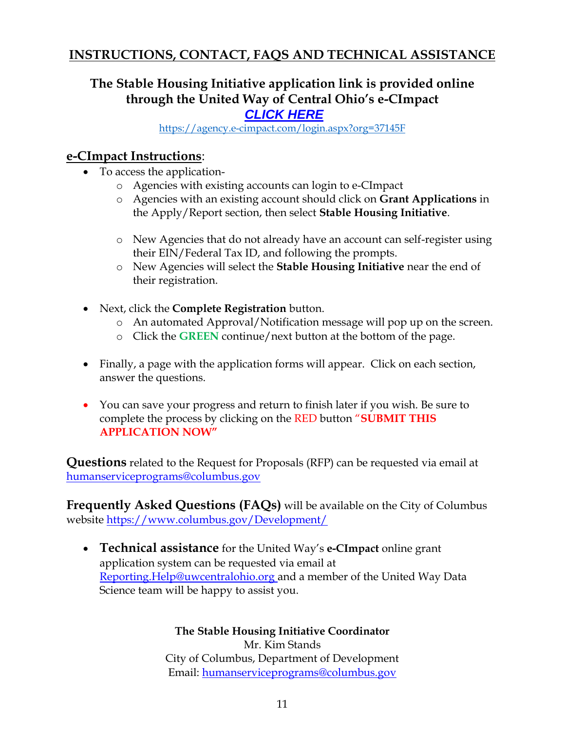## INSTRUCTIONS, CONTACT, FAQS AND TECHNICAL ASSISTANCE

### The Stable Housing Initiative application link is provided online through the United Way of Central Ohio's e-CImpact

***CLICK HERE***

https://agency.e-cimpact.com/login.aspx?org=37145F

### e-CImpact Instructions:

- To access the application-
  - Agencies with existing accounts can login to e-CImpact
  - Agencies with an existing account should click on **Grant Applications** in the Apply/Report section, then select **Stable Housing Initiative**.
  - New Agencies that do not already have an account can self-register using their EIN/Federal Tax ID, and following the prompts.
  - New Agencies will select the **Stable Housing Initiative** near the end of their registration.
- Next, click the **Complete Registration** button.
  - An automated Approval/Notification message will pop up on the screen.
  - Click the **GREEN** continue/next button at the bottom of the page.
- Finally, a page with the application forms will appear. Click on each section, answer the questions.
- You can save your progress and return to finish later if you wish. Be sure to complete the process by clicking on the RED button **"SUBMIT THIS APPLICATION NOW"**

**Questions** related to the Request for Proposals (RFP) can be requested via email at humanserviceprograms@columbus.gov

**Frequently Asked Questions (FAQs)** will be available on the City of Columbus website https://www.columbus.gov/Development/

- **Technical assistance** for the United Way's **e-CImpact** online grant application system can be requested via email at Reporting.Help@uwcentralohio.org and a member of the United Way Data Science team will be happy to assist you.

**The Stable Housing Initiative Coordinator**
Mr. Kim Stands
City of Columbus, Department of Development
Email: humanserviceprograms@columbus.gov